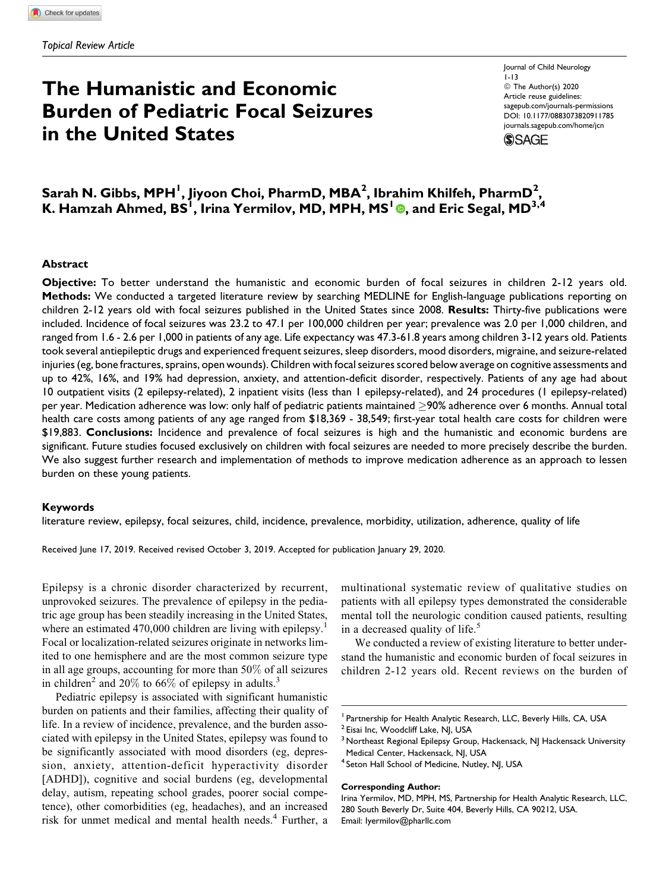*Topical Review Article*

# The Humanistic and Economic Burden of Pediatric Focal Seizures in the United States

Journal of Child Neurology
1-13
© The Author(s) 2020
Article reuse guidelines:
sagepub.com/journals-permissions
DOI: 10.1177/0883073820911785
journals.sagepub.com/home/jcn

**Sarah N. Gibbs, MPH[1], Jiyoon Choi, PharmD, MBA[2], Ibrahim Khilfeh, PharmD[2], K. Hamzah Ahmed, BS[1], Irina Yermilov, MD, MPH, MS[1], and Eric Segal, MD[3,4]**

## Abstract

**Objective:** To better understand the humanistic and economic burden of focal seizures in children 2-12 years old. **Methods:** We conducted a targeted literature review by searching MEDLINE for English-language publications reporting on children 2-12 years old with focal seizures published in the United States since 2008. **Results:** Thirty-five publications were included. Incidence of focal seizures was 23.2 to 47.1 per 100,000 children per year; prevalence was 2.0 per 1,000 children, and ranged from 1.6 - 2.6 per 1,000 in patients of any age. Life expectancy was 47.3-61.8 years among children 3-12 years old. Patients took several antiepileptic drugs and experienced frequent seizures, sleep disorders, mood disorders, migraine, and seizure-related injuries (eg, bone fractures, sprains, open wounds). Children with focal seizures scored below average on cognitive assessments and up to 42%, 16%, and 19% had depression, anxiety, and attention-deficit disorder, respectively. Patients of any age had about 10 outpatient visits (2 epilepsy-related), 2 inpatient visits (less than 1 epilepsy-related), and 24 procedures (1 epilepsy-related) per year. Medication adherence was low: only half of pediatric patients maintained ≥90% adherence over 6 months. Annual total health care costs among patients of any age ranged from $18,369 - 38,549; first-year total health care costs for children were $19,883. **Conclusions:** Incidence and prevalence of focal seizures is high and the humanistic and economic burdens are significant. Future studies focused exclusively on children with focal seizures are needed to more precisely describe the burden. We also suggest further research and implementation of methods to improve medication adherence as an approach to lessen burden on these young patients.

### Keywords

literature review, epilepsy, focal seizures, child, incidence, prevalence, morbidity, utilization, adherence, quality of life

Received June 17, 2019. Received revised October 3, 2019. Accepted for publication January 29, 2020.

Epilepsy is a chronic disorder characterized by recurrent, unprovoked seizures. The prevalence of epilepsy in the pediatric age group has been steadily increasing in the United States, where an estimated 470,000 children are living with epilepsy.[1] Focal or localization-related seizures originate in networks limited to one hemisphere and are the most common seizure type in all age groups, accounting for more than 50% of all seizures in children[2] and 20% to 66% of epilepsy in adults.[3]

Pediatric epilepsy is associated with significant humanistic burden on patients and their families, affecting their quality of life. In a review of incidence, prevalence, and the burden associated with epilepsy in the United States, epilepsy was found to be significantly associated with mood disorders (eg, depression, anxiety, attention-deficit hyperactivity disorder [ADHD]), cognitive and social burdens (eg, developmental delay, autism, repeating school grades, poorer social competence), other comorbidities (eg, headaches), and an increased risk for unmet medical and mental health needs.[4] Further, a multinational systematic review of qualitative studies on patients with all epilepsy types demonstrated the considerable mental toll the neurologic condition caused patients, resulting in a decreased quality of life.[5]

We conducted a review of existing literature to better understand the humanistic and economic burden of focal seizures in children 2-12 years old. Recent reviews on the burden of

[1] Partnership for Health Analytic Research, LLC, Beverly Hills, CA, USA
[2] Eisai Inc, Woodcliff Lake, NJ, USA
[3] Northeast Regional Epilepsy Group, Hackensack, NJ Hackensack University Medical Center, Hackensack, NJ, USA
[4] Seton Hall School of Medicine, Nutley, NJ, USA

**Corresponding Author:**
Irina Yermilov, MD, MPH, MS, Partnership for Health Analytic Research, LLC, 280 South Beverly Dr, Suite 404, Beverly Hills, CA 90212, USA.
Email: Iyermilov@pharllc.com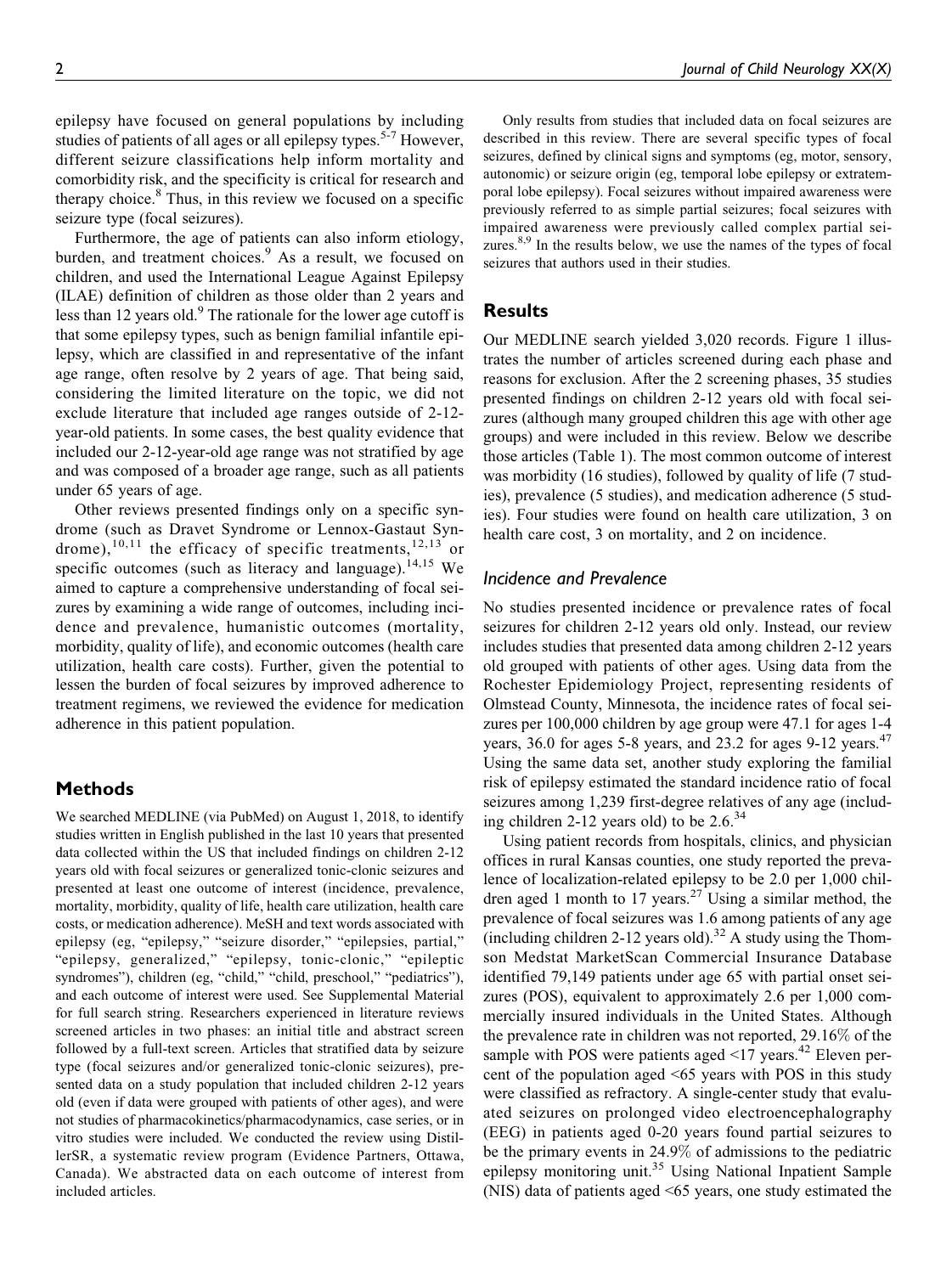epilepsy have focused on general populations by including studies of patients of all ages or all epilepsy types.[5-7] However, different seizure classifications help inform mortality and comorbidity risk, and the specificity is critical for research and therapy choice.[8] Thus, in this review we focused on a specific seizure type (focal seizures).

Furthermore, the age of patients can also inform etiology, burden, and treatment choices.[9] As a result, we focused on children, and used the International League Against Epilepsy (ILAE) definition of children as those older than 2 years and less than 12 years old.[9] The rationale for the lower age cutoff is that some epilepsy types, such as benign familial infantile epilepsy, which are classified in and representative of the infant age range, often resolve by 2 years of age. That being said, considering the limited literature on the topic, we did not exclude literature that included age ranges outside of 2-12-year-old patients. In some cases, the best quality evidence that included our 2-12-year-old age range was not stratified by age and was composed of a broader age range, such as all patients under 65 years of age.

Other reviews presented findings only on a specific syndrome (such as Dravet Syndrome or Lennox-Gastaut Syndrome),[10,11] the efficacy of specific treatments,[12,13] or specific outcomes (such as literacy and language).[14,15] We aimed to capture a comprehensive understanding of focal seizures by examining a wide range of outcomes, including incidence and prevalence, humanistic outcomes (mortality, morbidity, quality of life), and economic outcomes (health care utilization, health care costs). Further, given the potential to lessen the burden of focal seizures by improved adherence to treatment regimens, we reviewed the evidence for medication adherence in this patient population.

## Methods

We searched MEDLINE (via PubMed) on August 1, 2018, to identify studies written in English published in the last 10 years that presented data collected within the US that included findings on children 2-12 years old with focal seizures or generalized tonic-clonic seizures and presented at least one outcome of interest (incidence, prevalence, mortality, morbidity, quality of life, health care utilization, health care costs, or medication adherence). MeSH and text words associated with epilepsy (eg, "epilepsy," "seizure disorder," "epilepsies, partial," "epilepsy, generalized," "epilepsy, tonic-clonic," "epileptic syndromes"), children (eg, "child," "child, preschool," "pediatrics"), and each outcome of interest were used. See Supplemental Material for full search string. Researchers experienced in literature reviews screened articles in two phases: an initial title and abstract screen followed by a full-text screen. Articles that stratified data by seizure type (focal seizures and/or generalized tonic-clonic seizures), presented data on a study population that included children 2-12 years old (even if data were grouped with patients of other ages), and were not studies of pharmacokinetics/pharmacodynamics, case series, or in vitro studies were included. We conducted the review using DistillerSR, a systematic review program (Evidence Partners, Ottawa, Canada). We abstracted data on each outcome of interest from included articles.

Only results from studies that included data on focal seizures are described in this review. There are several specific types of focal seizures, defined by clinical signs and symptoms (eg, motor, sensory, autonomic) or seizure origin (eg, temporal lobe epilepsy or extratemporal lobe epilepsy). Focal seizures without impaired awareness were previously referred to as simple partial seizures; focal seizures with impaired awareness were previously called complex partial seizures.[8,9] In the results below, we use the names of the types of focal seizures that authors used in their studies.

## Results

Our MEDLINE search yielded 3,020 records. Figure 1 illustrates the number of articles screened during each phase and reasons for exclusion. After the 2 screening phases, 35 studies presented findings on children 2-12 years old with focal seizures (although many grouped children this age with other age groups) and were included in this review. Below we describe those articles (Table 1). The most common outcome of interest was morbidity (16 studies), followed by quality of life (7 studies), prevalence (5 studies), and medication adherence (5 studies). Four studies were found on health care utilization, 3 on health care cost, 3 on mortality, and 2 on incidence.

### Incidence and Prevalence

No studies presented incidence or prevalence rates of focal seizures for children 2-12 years old only. Instead, our review includes studies that presented data among children 2-12 years old grouped with patients of other ages. Using data from the Rochester Epidemiology Project, representing residents of Olmstead County, Minnesota, the incidence rates of focal seizures per 100,000 children by age group were 47.1 for ages 1-4 years, 36.0 for ages 5-8 years, and 23.2 for ages 9-12 years.[47] Using the same data set, another study exploring the familial risk of epilepsy estimated the standard incidence ratio of focal seizures among 1,239 first-degree relatives of any age (including children 2-12 years old) to be 2.6.[34]

Using patient records from hospitals, clinics, and physician offices in rural Kansas counties, one study reported the prevalence of localization-related epilepsy to be 2.0 per 1,000 children aged 1 month to 17 years.[27] Using a similar method, the prevalence of focal seizures was 1.6 among patients of any age (including children 2-12 years old).[32] A study using the Thomson Medstat MarketScan Commercial Insurance Database identified 79,149 patients under age 65 with partial onset seizures (POS), equivalent to approximately 2.6 per 1,000 commercially insured individuals in the United States. Although the prevalence rate in children was not reported, 29.16% of the sample with POS were patients aged <17 years.[42] Eleven percent of the population aged <65 years with POS in this study were classified as refractory. A single-center study that evaluated seizures on prolonged video electroencephalography (EEG) in patients aged 0-20 years found partial seizures to be the primary events in 24.9% of admissions to the pediatric epilepsy monitoring unit.[35] Using National Inpatient Sample (NIS) data of patients aged <65 years, one study estimated the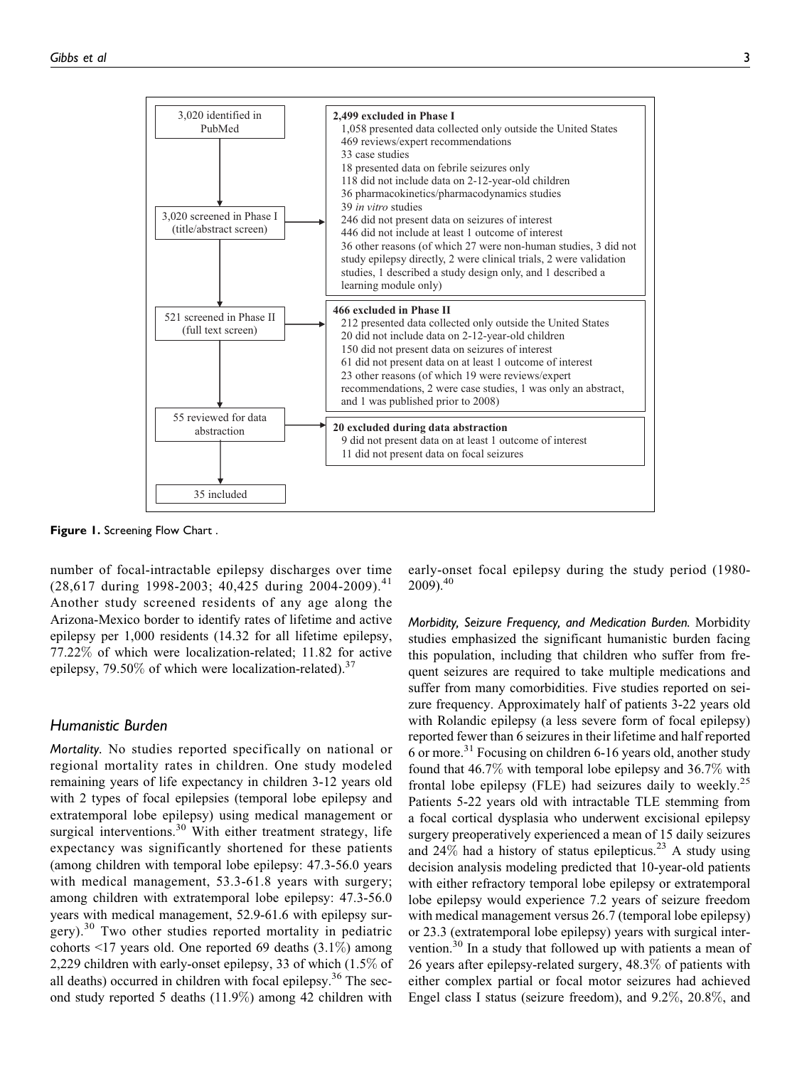3,020 identified in PubMed

3,020 screened in Phase I (title/abstract screen)

**2,499 excluded in Phase I**
- 1,058 presented data collected only outside the United States
- 469 reviews/expert recommendations
- 33 case studies
- 18 presented data on febrile seizures only
- 118 did not include data on 2-12-year-old children
- 36 pharmacokinetics/pharmacodynamics studies
- 39 *in vitro* studies
- 246 did not present data on seizures of interest
- 446 did not include at least 1 outcome of interest
- 36 other reasons (of which 27 were non-human studies, 3 did not study epilepsy directly, 2 were clinical trials, 2 were validation studies, 1 described a study design only, and 1 described a learning module only)

521 screened in Phase II (full text screen)

**466 excluded in Phase II**
- 212 presented data collected only outside the United States
- 20 did not include data on 2-12-year-old children
- 150 did not present data on seizures of interest
- 61 did not present data on at least 1 outcome of interest
- 23 other reasons (of which 19 were reviews/expert recommendations, 2 were case studies, 1 was only an abstract, and 1 was published prior to 2008)

55 reviewed for data abstraction

**20 excluded during data abstraction**
- 9 did not present data on at least 1 outcome of interest
- 11 did not present data on focal seizures

35 included

**Figure 1.** Screening Flow Chart .

number of focal-intractable epilepsy discharges over time (28,617 during 1998-2003; 40,425 during 2004-2009).[41] Another study screened residents of any age along the Arizona-Mexico border to identify rates of lifetime and active epilepsy per 1,000 residents (14.32 for all lifetime epilepsy, 77.22% of which were localization-related; 11.82 for active epilepsy, 79.50% of which were localization-related).[37]

## Humanistic Burden

*Mortality.* No studies reported specifically on national or regional mortality rates in children. One study modeled remaining years of life expectancy in children 3-12 years old with 2 types of focal epilepsies (temporal lobe epilepsy and extratemporal lobe epilepsy) using medical management or surgical interventions.[30] With either treatment strategy, life expectancy was significantly shortened for these patients (among children with temporal lobe epilepsy: 47.3-56.0 years with medical management, 53.3-61.8 years with surgery; among children with extratemporal lobe epilepsy: 47.3-56.0 years with medical management, 52.9-61.6 with epilepsy surgery).[30] Two other studies reported mortality in pediatric cohorts <17 years old. One reported 69 deaths (3.1%) among 2,229 children with early-onset epilepsy, 33 of which (1.5% of all deaths) occurred in children with focal epilepsy.[36] The second study reported 5 deaths (11.9%) among 42 children with early-onset focal epilepsy during the study period (1980-2009).[40]

*Morbidity, Seizure Frequency, and Medication Burden.* Morbidity studies emphasized the significant humanistic burden facing this population, including that children who suffer from frequent seizures are required to take multiple medications and suffer from many comorbidities. Five studies reported on seizure frequency. Approximately half of patients 3-22 years old with Rolandic epilepsy (a less severe form of focal epilepsy) reported fewer than 6 seizures in their lifetime and half reported 6 or more.[31] Focusing on children 6-16 years old, another study found that 46.7% with temporal lobe epilepsy and 36.7% with frontal lobe epilepsy (FLE) had seizures daily to weekly.[25] Patients 5-22 years old with intractable TLE stemming from a focal cortical dysplasia who underwent excisional epilepsy surgery preoperatively experienced a mean of 15 daily seizures and 24% had a history of status epilepticus.[23] A study using decision analysis modeling predicted that 10-year-old patients with either refractory temporal lobe epilepsy or extratemporal lobe epilepsy would experience 7.2 years of seizure freedom with medical management versus 26.7 (temporal lobe epilepsy) or 23.3 (extratemporal lobe epilepsy) years with surgical intervention.[30] In a study that followed up with patients a mean of 26 years after epilepsy-related surgery, 48.3% of patients with either complex partial or focal motor seizures had achieved Engel class I status (seizure freedom), and 9.2%, 20.8%, and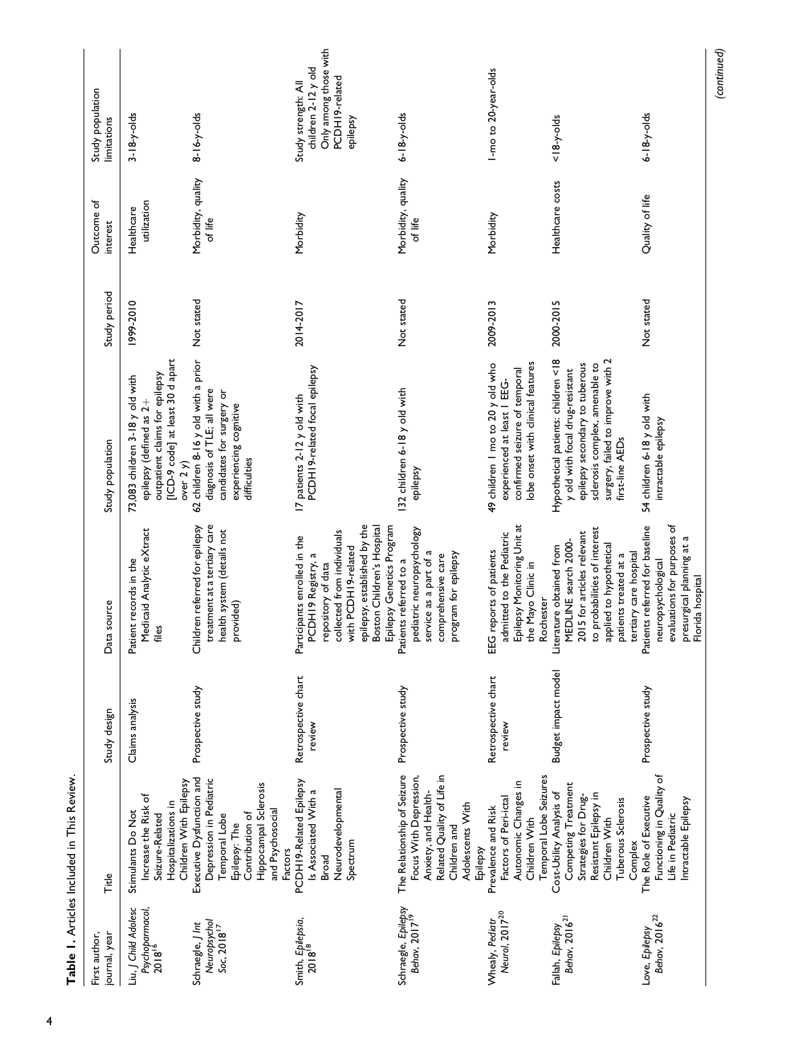**Table 1.** Articles Included in This Review.

| First author, journal, year | Title | Study design | Data source | Study population | Study period | Outcome of interest | Study population limitations |
|---|---|---|---|---|---|---|---|
| Liu, *J Child Adolesc Psychopharmacol*, 2018[16] | Stimulants Do Not Increase the Risk of Seizure-Related Hospitalizations in Children With Epilepsy | Claims analysis | Patient records in the Medicaid Analytic eXtract files | 73,083 children 3-18 y old with epilepsy (defined as 2+ outpatient claims for epilepsy [ICD-9 code] at least 30 d apart over 2 y) | 1999-2010 | Healthcare utilization | 3-18-y-olds |
| Schraegle, *J Int Neuropsychol Soc*, 2018[17] | Executive Dysfunction and Depression in Pediatric Temporal Lobe Epilepsy: The Contribution of Hippocampal Sclerosis and Psychosocial Factors | Prospective study | Children referred for epilepsy treatment at a tertiary care health system (details not provided) | 62 children 8-16 y old with a prior diagnosis of TLE; all were candidates for surgery or experiencing cognitive difficulties | Not stated | Morbidity, quality of life | 8-16-y-olds |
| Smith, *Epilepsia*, 2018[18] | PCDH19-Related Epilepsy Is Associated With a Broad Neurodevelopmental Spectrum | Retrospective chart review | Participants enrolled in the PCDH19 Registry, a repository of data collected from individuals with PCDH19-related epilepsy, established by the Boston Children's Hospital Epilepsy Genetics Program | 17 patients 2-12 y old with PCDH19-related focal epilepsy | 2014-2017 | Morbidity | Study strength: All children 2-12 y old Only among those with PCDH19-related epilepsy |
| Schraegle, *Epilepsy Behav*, 2017[19] | The Relationship of Seizure Focus With Depression, Anxiety, and Health-Related Quality of Life in Children and Adolescents With Epilepsy | Prospective study | Patients referred to a pediatric neuropsychology service as a part of a comprehensive care program for epilepsy | 132 children 6-18 y old with epilepsy | Not stated | Morbidity, quality of life | 6-18-y-olds |
| Whealy, *Pediatr Neurol*, 2017[20] | Prevalence and Risk Factors of Peri-ictal Autonomic Changes in Children With Temporal Lobe Seizures | Retrospective chart review | EEG reports of patients admitted to the Pediatric Epilepsy Monitoring Unit at the Mayo Clinic in Rochester | 49 children 1 mo to 20 y old who experienced at least 1 EEG-confirmed seizure of temporal lobe onset with clinical features | 2009-2013 | Morbidity | 1-mo to 20-year-olds |
| Fallah, *Epilepsy Behav*, 2016[21] | Cost-Utility Analysis of Competing Treatment Strategies for Drug-Resistant Epilepsy in Children With Tuberous Sclerosis Complex | Budget impact model | Literature obtained from MEDLINE search 2000-2015 for articles relevant to probabilities of interest applied to hypothetical patients treated at a tertiary care hospital | Hypothetical patients: children <18 y old with focal drug-resistant epilepsy secondary to tuberous sclerosis complex, amenable to surgery, failed to improve with 2 first-line AEDs | 2000-2015 | Healthcare costs | <18-y-olds |
| Love, *Epilepsy Behav*, 2016[22] | The Role of Executive Functioning in Quality of Life in Pediatric Intractable Epilepsy | Prospective study | Patients referred for baseline neuropsychological evaluations for purposes of presurgical planning at a Florida hospital | 54 children 6-18 y old with intractable epilepsy | Not stated | Quality of life | 6-18-y-olds |

*(continued)*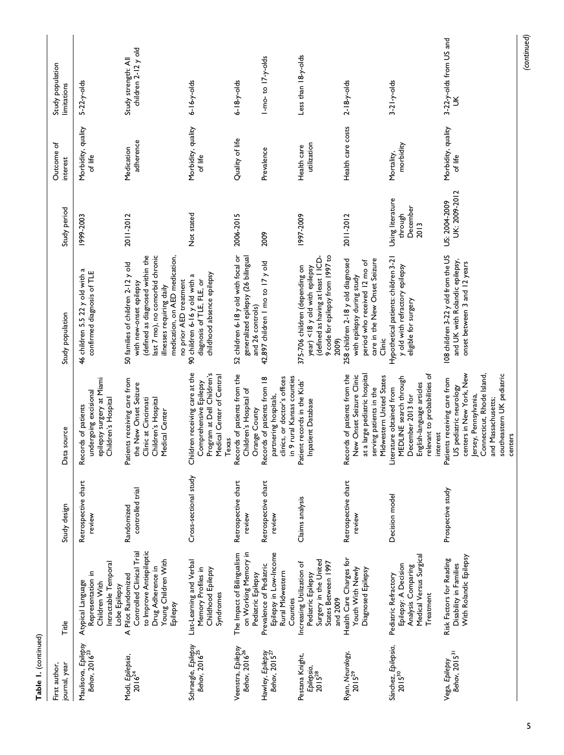**Table 1.** (continued)

| First author, journal, year | Title | Study design | Data source | Study population | Study period | Outcome of interest | Study population limitations |
|---|---|---|---|---|---|---|---|
| Maulisova, *Epilepsy Behav*, 2016[23] | Atypical Language Representation in Children With Intractable Temporal Lobe Epilepsy | Retrospective chart review | Records of patients undergoing excisional epilepsy surgery at Miami Children's Hospital | 46 children 5.5 22 y old with a confirmed diagnosis of TLE | 1999-2003 | Morbidity, quality of life | 5-22-y-olds |
| Modi, *Epilepsia*, 2016[24] | A Pilot Randomized Controlled Clinical Trial to Improve Antiepileptic Drug Adherence in Young Children With Epilepsy | Randomized controlled trial | Patients receiving care from the New Onset Seizure Clinic at Cincinnati Children's Hospital Medical Center | 50 families of children 2-12 y old with new-onset epilepsy (defined as diagnosed within the last 7 mo), no comorbid chronic illnesses requiring daily medication, on AED medication, no prior AED treatment | 2011-2012 | Medication adherence | Study strength: All children 2-12 y old |
| Schraegle, *Epilepsy Behav*, 2016[25] | List-Learning and Verbal Memory Profiles in Childhood Epilepsy Syndromes | Cross-sectional study | Children receiving care at the Comprehensive Epilepsy Program at Dell Children's Medical Center of Central Texas | 90 children 6-16 y old with a diagnosis of TLE, FLE, or childhood absence epilepsy | Not stated | Morbidity, quality of life | 6-16-y-olds |
| Veenstra, *Epilepsy Behav*, 2016[26] | The Impact of Bilingualism on Working Memory in Pediatric Epilepsy | Retrospective chart review | Records of patients from the Children's Hospital of Orange County | 52 children 6-18 y old with focal or generalized epilepsy (26 bilingual and 26 controls) | 2006-2015 | Quality of life | 6-18-y-olds |
| Hawley, *Epilepsy Behav*, 2015[27] | Prevalence of Pediatric Epilepsy in Low-Income Rural Midwestern Counties | Retrospective chart review | Records of patients from 18 partnering hospitals, clinics, or doctor's offices in 9 rural Kansas counties | 42,897 children 1 mo to 17 y old | 2009 | Prevalence | 1-mo- to 17-y-olds |
| Pestana Knight, *Epilepsia*, 2015[28] | Increasing Utilization of Pediatric Epilepsy Surgery in the United States Between 1997 and 2009 | Claims analysis | Patient records in the Kids' Inpatient Database | 375-706 children (depending on year) <18 y old with epilepsy (defined as having at least 1 ICD-9 code for epilepsy from 1997 to 2009) | 1997-2009 | Health care utilization | Less than 18-y-olds |
| Ryan, *Neurology*, 2015[29] | Health Care Charges for Youth With Newly Diagnosed Epilepsy | Retrospective chart review | Records of patients from the New Onset Seizure Clinic at a large pediatric hospital serving patients in the Midwestern United States | 258 children 2-18 y old diagnosed with epilepsy during study period who received 12 mo of care in the New Onset Seizure Clinic | 2011-2012 | Health care costs | 2-18-y-olds |
| Sánchez, *Epilepsia*, 2015[30] | Pediatric Refractory Epilepsy: A Decision Analysis Comparing Medical Versus Surgical Treatment | Decision model | Literature obtained from MEDLINE search through December 2013 for English-language articles relevant to probabilities of interest | Hypothetical patients: children 3-21 y old with refractory epilepsy eligible for surgery | Using literature through December 2013 | Mortality, morbidity | 3-21-y-olds |
| Vega, *Epilepsy Behav*, 2015[31] | Risk Factors for Reading Disability in Families With Rolandic Epilepsy | Prospective study | Patients receiving care from US pediatric neurology centers in New York, New Jersey, Pennsylvania, Connecticut, Rhode Island, and Massachusetts; southeastern UK pediatric centers | 108 children 3-22 y old from the US and UK with Rolandic epilepsy, onset between 3 and 12 years | US: 2004-2009 UK: 2009-2012 | Morbidity, quality of life | 3-22-y-olds from US and UK |

*(continued)*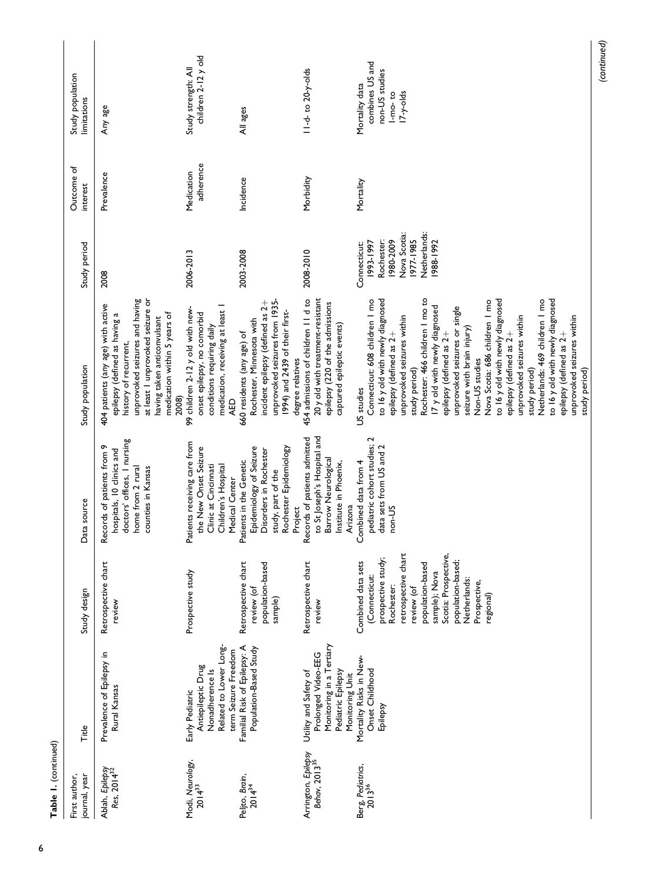**Table 1.** (continued)

| First author, journal, year | Title | Study design | Data source | Study population | Study period | Outcome of interest | Study population limitations |
|---|---|---|---|---|---|---|---|
| Ablah, *Epilepsy Res*, 2014[32] | Prevalence of Epilepsy in Rural Kansas | Retrospective chart review | Records of patients from 9 hospitals, 10 clinics and doctors' offices, 1 nursing home from 2 rural counties in Kansas | 404 patients (any age) with active epilepsy (defined as having a history of recurrent, unprovoked seizures and having at least 1 unprovoked seizure or having taken anticonvulsant medication within 5 years of 2008) | 2008 | Prevalence | Any age |
| Modi, *Neurology*, 2014[33] | Early Pediatric Antiepileptic Drug Nonadherence Is Related to Lower Long-term Seizure Freedom | Prospective study | Patients receiving care from the New Onset Seizure Clinic at Cincinnati Children's Hospital Medical Center | 99 children 2-12 y old with new-onset epilepsy, no comorbid conditions requiring daily medication, receiving at least 1 AED | 2006-2013 | Medication adherence | Study strength: All children 2-12 y old |
| Peljto, *Brain*, 2014[34] | Familial Risk of Epilepsy: A Population-Based Study | Retrospective chart review (of population-based sample) | Patients in the Genetic Epidemiology of Seizure Disorders in Rochester study, part of the Rochester Epidemiology Project | 660 residents (any age) of Rochester, Minnesota with incident epilepsy (defined as 2+ unprovoked seizures from 1935-1994) and 2439 of their first-degree relatives | 2003-2008 | Incidence | All ages |
| Arrington, *Epilepsy Behav*, 2013[35] | Utility and Safety of Prolonged Video-EEG Monitoring in a Tertiary Pediatric Epilepsy Monitoring Unit | Retrospective chart review | Records of patients admitted to St Joseph's Hospital and Barrow Neurological Institute in Phoenix, Arizona | 454 admissions of children 11 d to 20 y old with treatment-resistant epilepsy (220 of the admissions captured epileptic events) | 2008-2010 | Morbidity | 11-d- to 20-y-olds |
| Berg, *Pediatrics*, 2013[36] | Mortality Risks in New-Onset Childhood Epilepsy | Combined data sets (Connecticut: prospective study; Rochester: retrospective chart review (of population-based sample); Nova Scotia: Prospective, population-based; Netherlands: Prospective, regional) | Combined data from 4 pediatric cohort studies; 2 data sets from US and 2 non-US | US studies<br>Connecticut: 608 children 1 mo to 16 y old with newly diagnosed epilepsy (defined as 2+ unprovoked seizures within study period)<br>Rochester: 466 children 1 mo to 17 y old with newly diagnosed epilepsy (defined as 2+ unprovoked seizures or single seizure with brain injury)<br>Non-US studies<br>Nova Scotia: 686 children 1 mo to 16 y old with newly diagnosed epilepsy (defined as 2+ unprovoked seizures within study period)<br>Netherlands: 469 children 1 mo to 16 y old with newly diagnosed epilepsy (defined as 2+ unprovoked seizures within study period) | Connecticut: 1993-1997<br>Rochester: 1980-2009<br>Nova Scotia: 1977-1985<br>Netherlands: 1988-1992 | Mortality | Mortality data combines US and non-US studies<br>1-mo- to 17-y-olds |

(*continued*)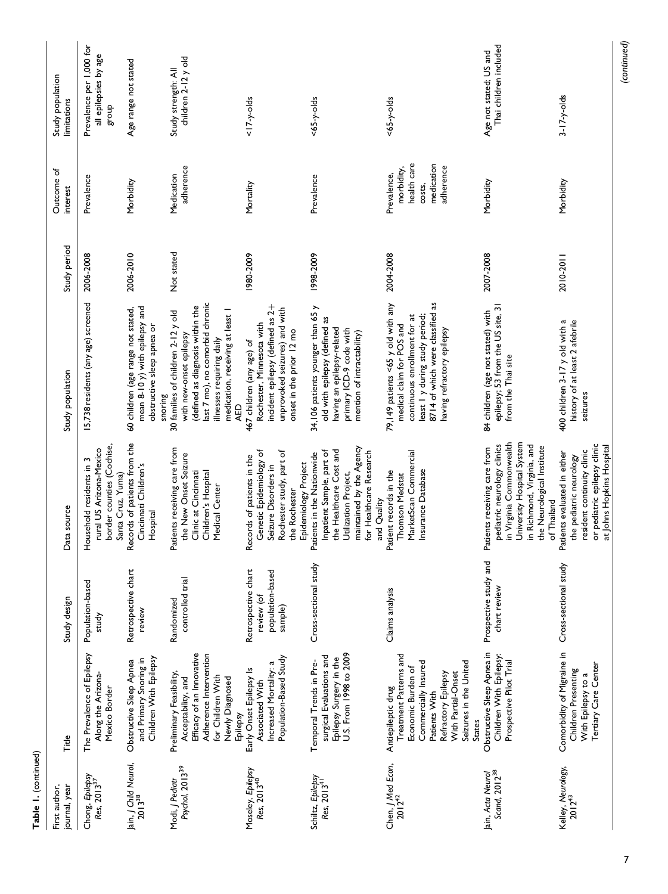**Table 1.** (continued)

| First author, journal, year | Title | Study design | Data source | Study population | Study period | Outcome of interest | Study population limitations |
|---|---|---|---|---|---|---|---|
| Chong, *Epilepsy Res*, 2013[37] | The Prevalence of Epilepsy Along the Arizona-Mexico Border | Population-based study | Household residents in 3 rural US Arizona-Mexico border counties (Cochise, Santa Cruz, Yuma) | 15,738 residents (any age) screened | 2006-2008 | Prevalence | Prevalence per 1,000 for all epilepsies by age group |
| Jain, *J Child Neurol*, 2013[38] | Obstructive Sleep Apnea and Primary Snoring in Children With Epilepsy | Retrospective chart review | Records of patients from the Cincinnati Children's Hospital | 60 children (age range not stated, mean 8-10 y) with epilepsy and obstructive sleep apnea or snoring | 2006-2010 | Morbidity | Age range not stated |
| Modi, *J Pediatr Psychol*, 2013[39] | Preliminary Feasibility, Acceptability, and Efficacy of an Innovative Adherence Intervention for Children With Newly Diagnosed Epilepsy | Randomized controlled trial | Patients receiving care from the New Onset Seizure Clinic at Cincinnati Children's Hospital Medical Center | 30 families of children 2-12 y old with new-onset epilepsy (defined as diagnosis within the last 7 mo), no comorbid chronic illnesses requiring daily medication, receiving at least 1 AED | Not stated | Medication adherence | Study strength: All children 2-12 y old |
| Moseley, *Epilepsy Res*, 2013[40] | Early Onset Epilepsy Is Associated With Increased Mortality: a Population-Based Study | Retrospective chart review (of population-based sample) | Records of patients in the Genetic Epidemiology of Seizure Disorders in Rochester study, part of the Rochester Epidemiology Project | 467 children (any age) of Rochester, Minnesota with incident epilepsy (defined as 2+ unprovoked seizures) and with onset in the prior 12 mo | 1980-2009 | Mortality | <17-y-olds |
| Schiltz, *Epilepsy Res*, 2013[41] | Temporal Trends in Pre-surgical Evaluations and Epilepsy Surgery in the U.S. From 1998 to 2009 | Cross-sectional study | Patients in the Nationwide Inpatient Sample, part of the Healthcare Cost and Utilization Project, maintained by the Agency for Healthcare Research and Quality | 34,106 patients younger than 65 y old with epilepsy (defined as having an epilepsy-related primary ICD-9 code with mention of intractability) | 1998-2009 | Prevalence | <65-y-olds |
| Chen, *J Med Econ*, 2012[42] | Antiepileptic drug Treatment Patterns and Economic Burden of Commercially Insured Patients With Refractory Epilepsy With Partial-Onset Seizures in the United States | Claims analysis | Patient records in the Thomson Medstat MarketScan Commercial Insurance Database | 79,149 patients <65 y old with any medical claim for POS and continuous enrollment for at least 1 y during study period; 8714 of which were classified as having refractory epilepsy | 2004-2008 | Prevalence, morbidity, health care costs, medication adherence | <65-y-olds |
| Jain, *Acta Neurol Scand*, 2012[38] | Obstructive Sleep Apnea in Children With Epilepsy: Prospective Pilot Trial | Prospective study and chart review | Patients receiving care from pediatric neurology clinics in Virginia Commonwealth University Hospital System in Richmond, Virginia, and the Neurological Institute of Thailand | 84 children (age not stated) with epilepsy; 53 from the US site, 31 from the Thai site | 2007-2008 | Morbidity | Age not stated; US and Thai children included |
| Kelley, *Neurology*, 2012[43] | Comorbidity of Migraine in Children Presenting With Epilepsy to a Tertiary Care Center | Cross-sectional study | Patients evaluated in either the pediatric neurology resident continuity clinic or pediatric epilepsy clinic at Johns Hopkins Hospital | 400 children 3-17 y old with a history of at least 2 afebrile seizures | 2010-2011 | Morbidity | 3-17-y-olds |

*(continued)*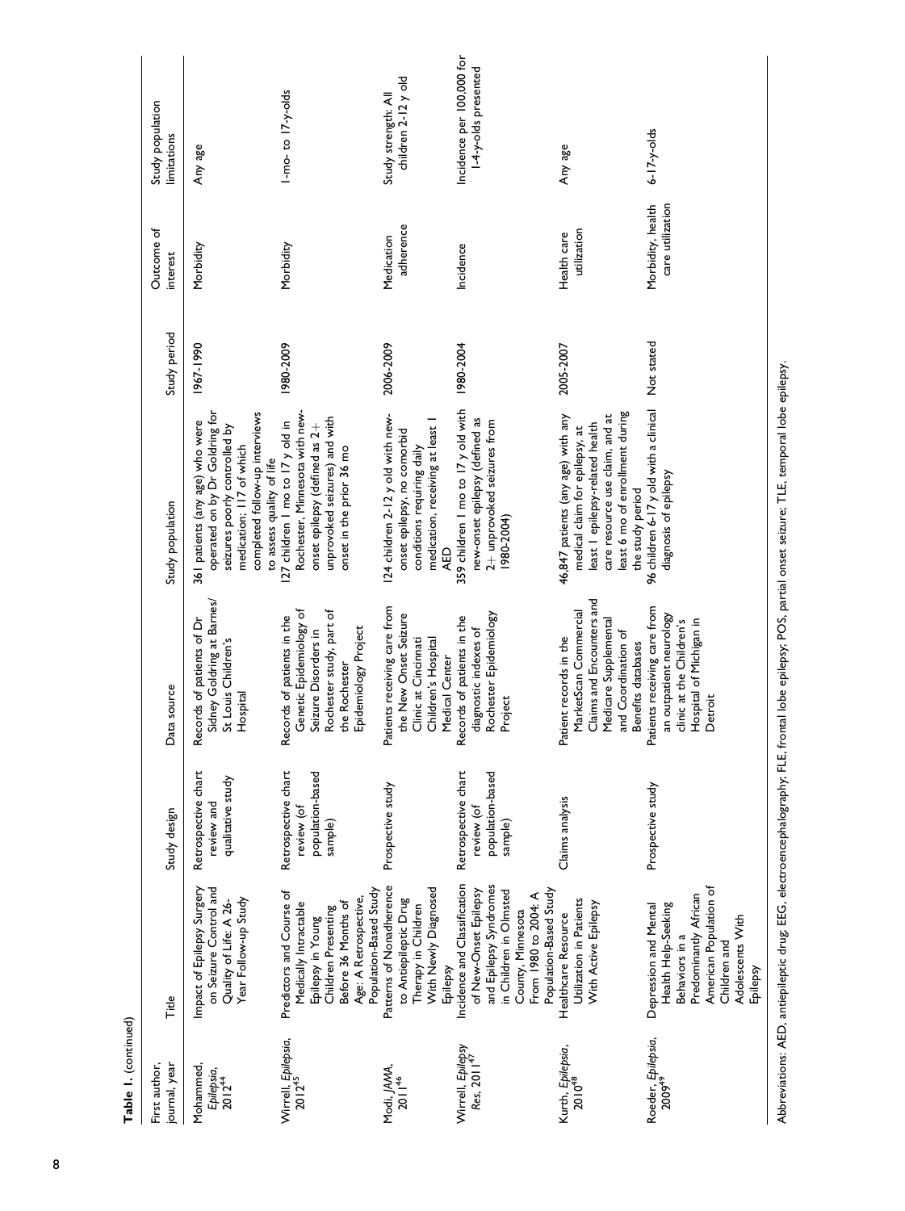**Table 1.** (continued)

| First author, journal, year | Title | Study design | Data source | Study population | Study period | Outcome of interest | Study population limitations |
|---|---|---|---|---|---|---|---|
| Mohammed, *Epilepsia*, 2012[44] | Impact of Epilepsy Surgery on Seizure Control and Quality of Life: A 26-Year Follow-up Study | Retrospective chart review and qualitative study | Records of patients of Dr Sidney Goldring at Barnes/St Louis Children's Hospital | 361 patients (any age) who were operated on by Dr Goldring for seizures poorly controlled by medication; 117 of which completed follow-up interviews to assess quality of life | 1967-1990 | Morbidity | Any age |
| Wirrell, *Epilepsia*, 2012[45] | Predictors and Course of Medically Intractable Epilepsy in Young Children Presenting Before 36 Months of Age: A Retrospective, Population-Based Study | Retrospective chart review (of population-based sample) | Records of patients in the Genetic Epidemiology of Seizure Disorders in Rochester study, part of the Rochester Epidemiology Project | 127 children 1 mo to 17 y old in Rochester, Minnesota with new-onset epilepsy (defined as 2+ unprovoked seizures) and with onset in the prior 36 mo | 1980-2009 | Morbidity | 1-mo- to 17-y-olds |
| Modi, *JAMA*, 2011[46] | Patterns of Nonadherence to Antiepileptic Drug Therapy in Children With Newly Diagnosed Epilepsy | Prospective study | Patients receiving care from the New Onset Seizure Clinic at Cincinnati Children's Hospital Medical Center | 124 children 2-12 y old with new-onset epilepsy, no comorbid conditions requiring daily medication, receiving at least 1 AED | 2006-2009 | Medication adherence | Study strength: All children 2-12 y old |
| Wirrell, *Epilepsy Res*, 2011[47] | Incidence and Classification of New-Onset Epilepsy and Epilepsy Syndromes in Children in Olmsted County, Minnesota From 1980 to 2004: A Population-Based Study | Retrospective chart review (of population-based sample) | Records of patients in the diagnostic indexes of Rochester Epidemiology Project | 359 children 1 mo to 17 y old with new-onset epilepsy (defined as 2+ unprovoked seizures from 1980-2004) | 1980-2004 | Incidence | Incidence per 100,000 for 1-4-y-olds presented |
| Kurth, *Epilepsia*, 2010[48] | Healthcare Resource Utilization in Patients With Active Epilepsy | Claims analysis | Patient records in the MarketScan Commercial Claims and Encounters and Medicare Supplemental and Coordination of Benefits databases | 46,847 patients (any age) with any medical claim for epilepsy, at least 1 epilepsy-related health care resource use claim, and at least 6 mo of enrollment during the study period | 2005-2007 | Health care utilization | Any age |
| Roeder, *Epilepsia*, 2009[49] | Depression and Mental Health Help-Seeking Behaviors in a Predominantly African American Population of Children and Adolescents With Epilepsy | Prospective study | Patients receiving care from an outpatient neurology clinic at the Children's Hospital of Michigan in Detroit | 96 children 6-17 y old with a clinical diagnosis of epilepsy | Not stated | Morbidity, health care utilization | 6-17-y-olds |

Abbreviations: AED, antiepileptic drug; EEG, electroencephalography; FLE, frontal lobe epilepsy; POS, partial onset seizure; TLE, temporal lobe epilepsy.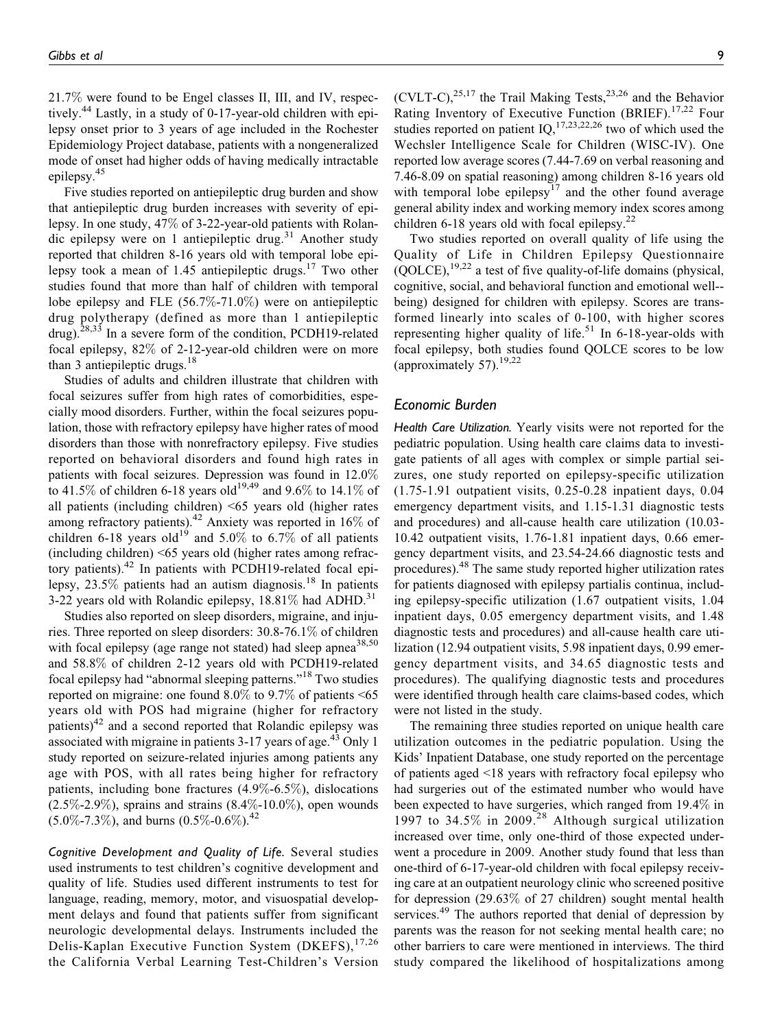21.7% were found to be Engel classes II, III, and IV, respectively.[44] Lastly, in a study of 0-17-year-old children with epilepsy onset prior to 3 years of age included in the Rochester Epidemiology Project database, patients with a nongeneralized mode of onset had higher odds of having medically intractable epilepsy.[45]

Five studies reported on antiepileptic drug burden and show that antiepileptic drug burden increases with severity of epilepsy. In one study, 47% of 3-22-year-old patients with Rolandic epilepsy were on 1 antiepileptic drug.[31] Another study reported that children 8-16 years old with temporal lobe epilepsy took a mean of 1.45 antiepileptic drugs.[17] Two other studies found that more than half of children with temporal lobe epilepsy and FLE (56.7%-71.0%) were on antiepileptic drug polytherapy (defined as more than 1 antiepileptic drug).[28,33] In a severe form of the condition, PCDH19-related focal epilepsy, 82% of 2-12-year-old children were on more than 3 antiepileptic drugs.[18]

Studies of adults and children illustrate that children with focal seizures suffer from high rates of comorbidities, especially mood disorders. Further, within the focal seizures population, those with refractory epilepsy have higher rates of mood disorders than those with nonrefractory epilepsy. Five studies reported on behavioral disorders and found high rates in patients with focal seizures. Depression was found in 12.0% to 41.5% of children 6-18 years old[19,49] and 9.6% to 14.1% of all patients (including children) <65 years old (higher rates among refractory patients).[42] Anxiety was reported in 16% of children 6-18 years old[19] and 5.0% to 6.7% of all patients (including children) <65 years old (higher rates among refractory patients).[42] In patients with PCDH19-related focal epilepsy, 23.5% patients had an autism diagnosis.[18] In patients 3-22 years old with Rolandic epilepsy, 18.81% had ADHD.[31]

Studies also reported on sleep disorders, migraine, and injuries. Three reported on sleep disorders: 30.8-76.1% of children with focal epilepsy (age range not stated) had sleep apnea[38,50] and 58.8% of children 2-12 years old with PCDH19-related focal epilepsy had "abnormal sleeping patterns."[18] Two studies reported on migraine: one found 8.0% to 9.7% of patients <65 years old with POS had migraine (higher for refractory patients)[42] and a second reported that Rolandic epilepsy was associated with migraine in patients 3-17 years of age.[43] Only 1 study reported on seizure-related injuries among patients any age with POS, with all rates being higher for refractory patients, including bone fractures (4.9%-6.5%), dislocations (2.5%-2.9%), sprains and strains (8.4%-10.0%), open wounds (5.0%-7.3%), and burns (0.5%-0.6%).[42]

*Cognitive Development and Quality of Life.* Several studies used instruments to test children's cognitive development and quality of life. Studies used different instruments to test for language, reading, memory, motor, and visuospatial development delays and found that patients suffer from significant neurologic developmental delays. Instruments included the Delis-Kaplan Executive Function System (DKEFS),[17,26] the California Verbal Learning Test-Children's Version (CVLT-C),[25,17] the Trail Making Tests,[23,26] and the Behavior Rating Inventory of Executive Function (BRIEF).[17,22] Four studies reported on patient IQ,[17,23,22,26] two of which used the Wechsler Intelligence Scale for Children (WISC-IV). One reported low average scores (7.44-7.69 on verbal reasoning and 7.46-8.09 on spatial reasoning) among children 8-16 years old with temporal lobe epilepsy[17] and the other found average general ability index and working memory index scores among children 6-18 years old with focal epilepsy.[22]

Two studies reported on overall quality of life using the Quality of Life in Children Epilepsy Questionnaire (QOLCE),[19,22] a test of five quality-of-life domains (physical, cognitive, social, and behavioral function and emotional well-being) designed for children with epilepsy. Scores are transformed linearly into scales of 0-100, with higher scores representing higher quality of life.[51] In 6-18-year-olds with focal epilepsy, both studies found QOLCE scores to be low (approximately 57).[19,22]

## Economic Burden

*Health Care Utilization.* Yearly visits were not reported for the pediatric population. Using health care claims data to investigate patients of all ages with complex or simple partial seizures, one study reported on epilepsy-specific utilization (1.75-1.91 outpatient visits, 0.25-0.28 inpatient days, 0.04 emergency department visits, and 1.15-1.31 diagnostic tests and procedures) and all-cause health care utilization (10.03-10.42 outpatient visits, 1.76-1.81 inpatient days, 0.66 emergency department visits, and 23.54-24.66 diagnostic tests and procedures).[48] The same study reported higher utilization rates for patients diagnosed with epilepsy partialis continua, including epilepsy-specific utilization (1.67 outpatient visits, 1.04 inpatient days, 0.05 emergency department visits, and 1.48 diagnostic tests and procedures) and all-cause health care utilization (12.94 outpatient visits, 5.98 inpatient days, 0.99 emergency department visits, and 34.65 diagnostic tests and procedures). The qualifying diagnostic tests and procedures were identified through health care claims-based codes, which were not listed in the study.

The remaining three studies reported on unique health care utilization outcomes in the pediatric population. Using the Kids' Inpatient Database, one study reported on the percentage of patients aged <18 years with refractory focal epilepsy who had surgeries out of the estimated number who would have been expected to have surgeries, which ranged from 19.4% in 1997 to 34.5% in 2009.[28] Although surgical utilization increased over time, only one-third of those expected underwent a procedure in 2009. Another study found that less than one-third of 6-17-year-old children with focal epilepsy receiving care at an outpatient neurology clinic who screened positive for depression (29.63% of 27 children) sought mental health services.[49] The authors reported that denial of depression by parents was the reason for not seeking mental health care; no other barriers to care were mentioned in interviews. The third study compared the likelihood of hospitalizations among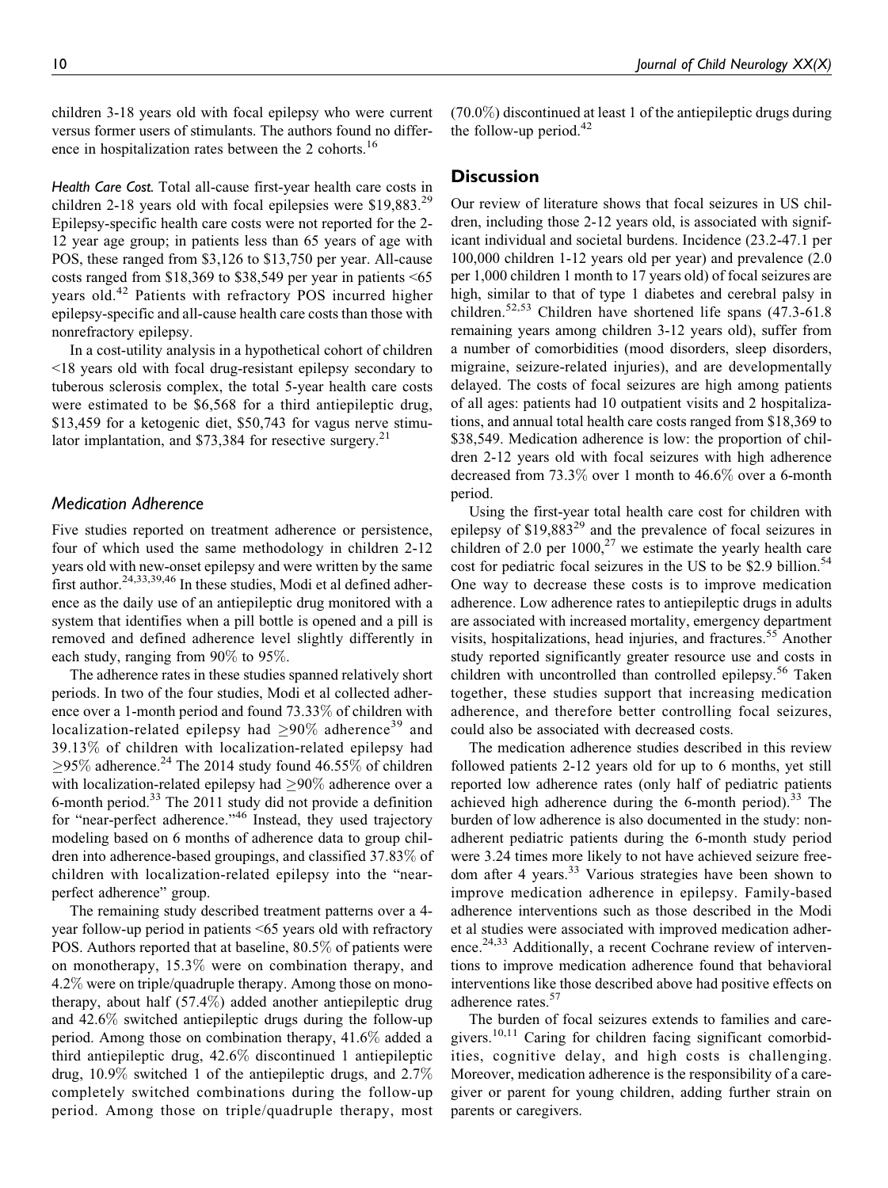children 3-18 years old with focal epilepsy who were current versus former users of stimulants. The authors found no difference in hospitalization rates between the 2 cohorts.[16]

*Health Care Cost.* Total all-cause first-year health care costs in children 2-18 years old with focal epilepsies were $19,883.[29] Epilepsy-specific health care costs were not reported for the 2-12 year age group; in patients less than 65 years of age with POS, these ranged from $3,126 to $13,750 per year. All-cause costs ranged from $18,369 to $38,549 per year in patients <65 years old.[42] Patients with refractory POS incurred higher epilepsy-specific and all-cause health care costs than those with nonrefractory epilepsy.

In a cost-utility analysis in a hypothetical cohort of children <18 years old with focal drug-resistant epilepsy secondary to tuberous sclerosis complex, the total 5-year health care costs were estimated to be $6,568 for a third antiepileptic drug, $13,459 for a ketogenic diet, $50,743 for vagus nerve stimulator implantation, and $73,384 for resective surgery.[21]

### *Medication Adherence*

Five studies reported on treatment adherence or persistence, four of which used the same methodology in children 2-12 years old with new-onset epilepsy and were written by the same first author.[24,33,39,46] In these studies, Modi et al defined adherence as the daily use of an antiepileptic drug monitored with a system that identifies when a pill bottle is opened and a pill is removed and defined adherence level slightly differently in each study, ranging from 90% to 95%.

The adherence rates in these studies spanned relatively short periods. In two of the four studies, Modi et al collected adherence over a 1-month period and found 73.33% of children with localization-related epilepsy had ≥90% adherence[39] and 39.13% of children with localization-related epilepsy had ≥95% adherence.[24] The 2014 study found 46.55% of children with localization-related epilepsy had ≥90% adherence over a 6-month period.[33] The 2011 study did not provide a definition for "near-perfect adherence."[46] Instead, they used trajectory modeling based on 6 months of adherence data to group children into adherence-based groupings, and classified 37.83% of children with localization-related epilepsy into the "near-perfect adherence" group.

The remaining study described treatment patterns over a 4-year follow-up period in patients <65 years old with refractory POS. Authors reported that at baseline, 80.5% of patients were on monotherapy, 15.3% were on combination therapy, and 4.2% were on triple/quadruple therapy. Among those on monotherapy, about half (57.4%) added another antiepileptic drug and 42.6% switched antiepileptic drugs during the follow-up period. Among those on combination therapy, 41.6% added a third antiepileptic drug, 42.6% discontinued 1 antiepileptic drug, 10.9% switched 1 of the antiepileptic drugs, and 2.7% completely switched combinations during the follow-up period. Among those on triple/quadruple therapy, most (70.0%) discontinued at least 1 of the antiepileptic drugs during the follow-up period.[42]

## Discussion

Our review of literature shows that focal seizures in US children, including those 2-12 years old, is associated with significant individual and societal burdens. Incidence (23.2-47.1 per 100,000 children 1-12 years old per year) and prevalence (2.0 per 1,000 children 1 month to 17 years old) of focal seizures are high, similar to that of type 1 diabetes and cerebral palsy in children.[52,53] Children have shortened life spans (47.3-61.8 remaining years among children 3-12 years old), suffer from a number of comorbidities (mood disorders, sleep disorders, migraine, seizure-related injuries), and are developmentally delayed. The costs of focal seizures are high among patients of all ages: patients had 10 outpatient visits and 2 hospitalizations, and annual total health care costs ranged from $18,369 to $38,549. Medication adherence is low: the proportion of children 2-12 years old with focal seizures with high adherence decreased from 73.3% over 1 month to 46.6% over a 6-month period.

Using the first-year total health care cost for children with epilepsy of $19,883[29] and the prevalence of focal seizures in children of 2.0 per 1000,[27] we estimate the yearly health care cost for pediatric focal seizures in the US to be $2.9 billion.[54] One way to decrease these costs is to improve medication adherence. Low adherence rates to antiepileptic drugs in adults are associated with increased mortality, emergency department visits, hospitalizations, head injuries, and fractures.[55] Another study reported significantly greater resource use and costs in children with uncontrolled than controlled epilepsy.[56] Taken together, these studies support that increasing medication adherence, and therefore better controlling focal seizures, could also be associated with decreased costs.

The medication adherence studies described in this review followed patients 2-12 years old for up to 6 months, yet still reported low adherence rates (only half of pediatric patients achieved high adherence during the 6-month period).[33] The burden of low adherence is also documented in the study: nonadherent pediatric patients during the 6-month study period were 3.24 times more likely to not have achieved seizure freedom after 4 years.[33] Various strategies have been shown to improve medication adherence in epilepsy. Family-based adherence interventions such as those described in the Modi et al studies were associated with improved medication adherence.[24,33] Additionally, a recent Cochrane review of interventions to improve medication adherence found that behavioral interventions like those described above had positive effects on adherence rates.[57]

The burden of focal seizures extends to families and caregivers.[10,11] Caring for children facing significant comorbidities, cognitive delay, and high costs is challenging. Moreover, medication adherence is the responsibility of a caregiver or parent for young children, adding further strain on parents or caregivers.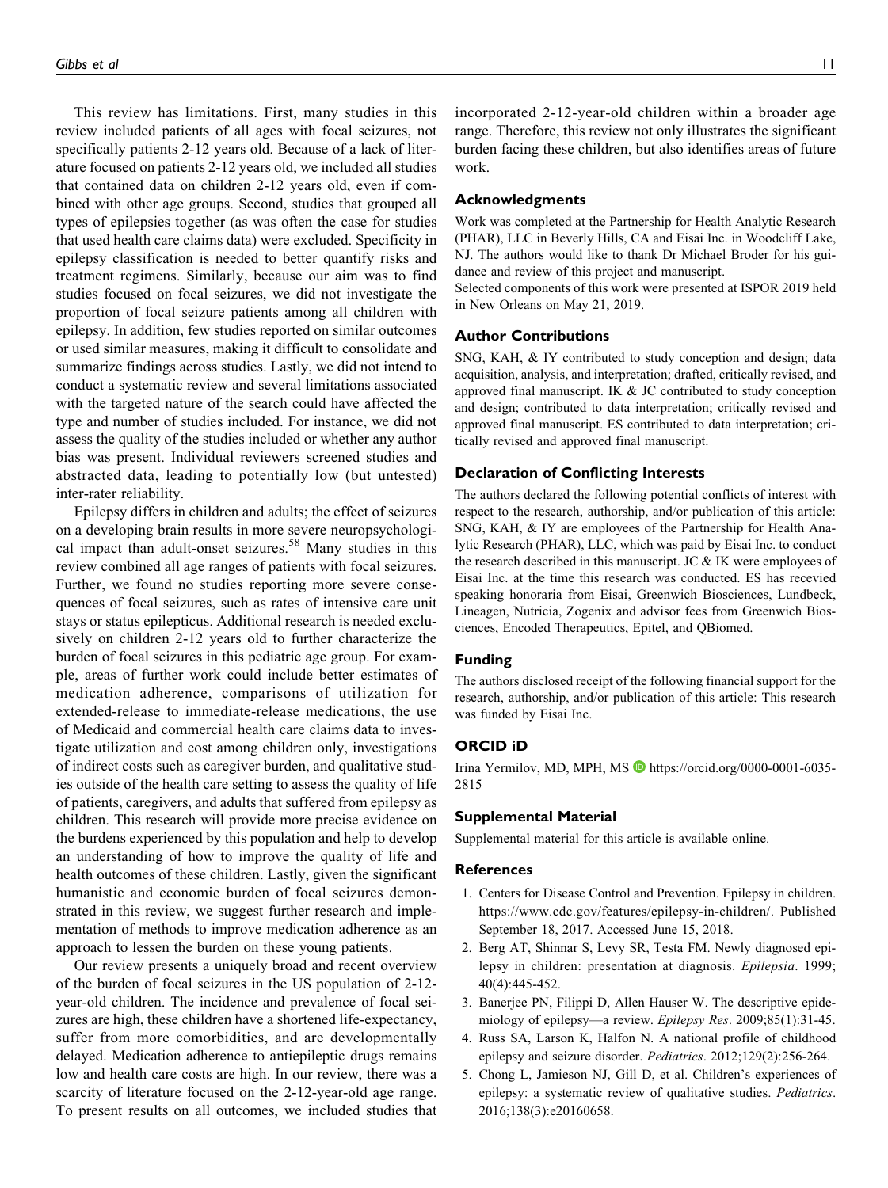This review has limitations. First, many studies in this review included patients of all ages with focal seizures, not specifically patients 2-12 years old. Because of a lack of literature focused on patients 2-12 years old, we included all studies that contained data on children 2-12 years old, even if combined with other age groups. Second, studies that grouped all types of epilepsies together (as was often the case for studies that used health care claims data) were excluded. Specificity in epilepsy classification is needed to better quantify risks and treatment regimens. Similarly, because our aim was to find studies focused on focal seizures, we did not investigate the proportion of focal seizure patients among all children with epilepsy. In addition, few studies reported on similar outcomes or used similar measures, making it difficult to consolidate and summarize findings across studies. Lastly, we did not intend to conduct a systematic review and several limitations associated with the targeted nature of the search could have affected the type and number of studies included. For instance, we did not assess the quality of the studies included or whether any author bias was present. Individual reviewers screened studies and abstracted data, leading to potentially low (but untested) inter-rater reliability.

Epilepsy differs in children and adults; the effect of seizures on a developing brain results in more severe neuropsychological impact than adult-onset seizures.[58] Many studies in this review combined all age ranges of patients with focal seizures. Further, we found no studies reporting more severe consequences of focal seizures, such as rates of intensive care unit stays or status epilepticus. Additional research is needed exclusively on children 2-12 years old to further characterize the burden of focal seizures in this pediatric age group. For example, areas of further work could include better estimates of medication adherence, comparisons of utilization for extended-release to immediate-release medications, the use of Medicaid and commercial health care claims data to investigate utilization and cost among children only, investigations of indirect costs such as caregiver burden, and qualitative studies outside of the health care setting to assess the quality of life of patients, caregivers, and adults that suffered from epilepsy as children. This research will provide more precise evidence on the burdens experienced by this population and help to develop an understanding of how to improve the quality of life and health outcomes of these children. Lastly, given the significant humanistic and economic burden of focal seizures demonstrated in this review, we suggest further research and implementation of methods to improve medication adherence as an approach to lessen the burden on these young patients.

Our review presents a uniquely broad and recent overview of the burden of focal seizures in the US population of 2-12-year-old children. The incidence and prevalence of focal seizures are high, these children have a shortened life-expectancy, suffer from more comorbidities, and are developmentally delayed. Medication adherence to antiepileptic drugs remains low and health care costs are high. In our review, there was a scarcity of literature focused on the 2-12-year-old age range. To present results on all outcomes, we included studies that incorporated 2-12-year-old children within a broader age range. Therefore, this review not only illustrates the significant burden facing these children, but also identifies areas of future work.

## Acknowledgments

Work was completed at the Partnership for Health Analytic Research (PHAR), LLC in Beverly Hills, CA and Eisai Inc. in Woodcliff Lake, NJ. The authors would like to thank Dr Michael Broder for his guidance and review of this project and manuscript.

Selected components of this work were presented at ISPOR 2019 held in New Orleans on May 21, 2019.

## Author Contributions

SNG, KAH, & IY contributed to study conception and design; data acquisition, analysis, and interpretation; drafted, critically revised, and approved final manuscript. IK & JC contributed to study conception and design; contributed to data interpretation; critically revised and approved final manuscript. ES contributed to data interpretation; critically revised and approved final manuscript.

## Declaration of Conflicting Interests

The authors declared the following potential conflicts of interest with respect to the research, authorship, and/or publication of this article: SNG, KAH, & IY are employees of the Partnership for Health Analytic Research (PHAR), LLC, which was paid by Eisai Inc. to conduct the research described in this manuscript. JC & IK were employees of Eisai Inc. at the time this research was conducted. ES has recevied speaking honoraria from Eisai, Greenwich Biosciences, Lundbeck, Lineagen, Nutricia, Zogenix and advisor fees from Greenwich Biosciences, Encoded Therapeutics, Epitel, and QBiomed.

## Funding

The authors disclosed receipt of the following financial support for the research, authorship, and/or publication of this article: This research was funded by Eisai Inc.

## ORCID iD

Irina Yermilov, MD, MPH, MS https://orcid.org/0000-0001-6035-2815

## Supplemental Material

Supplemental material for this article is available online.

## References

1. Centers for Disease Control and Prevention. Epilepsy in children. https://www.cdc.gov/features/epilepsy-in-children/. Published September 18, 2017. Accessed June 15, 2018.
2. Berg AT, Shinnar S, Levy SR, Testa FM. Newly diagnosed epilepsy in children: presentation at diagnosis. *Epilepsia*. 1999; 40(4):445-452.
3. Banerjee PN, Filippi D, Allen Hauser W. The descriptive epidemiology of epilepsy—a review. *Epilepsy Res*. 2009;85(1):31-45.
4. Russ SA, Larson K, Halfon N. A national profile of childhood epilepsy and seizure disorder. *Pediatrics*. 2012;129(2):256-264.
5. Chong L, Jamieson NJ, Gill D, et al. Children's experiences of epilepsy: a systematic review of qualitative studies. *Pediatrics*. 2016;138(3):e20160658.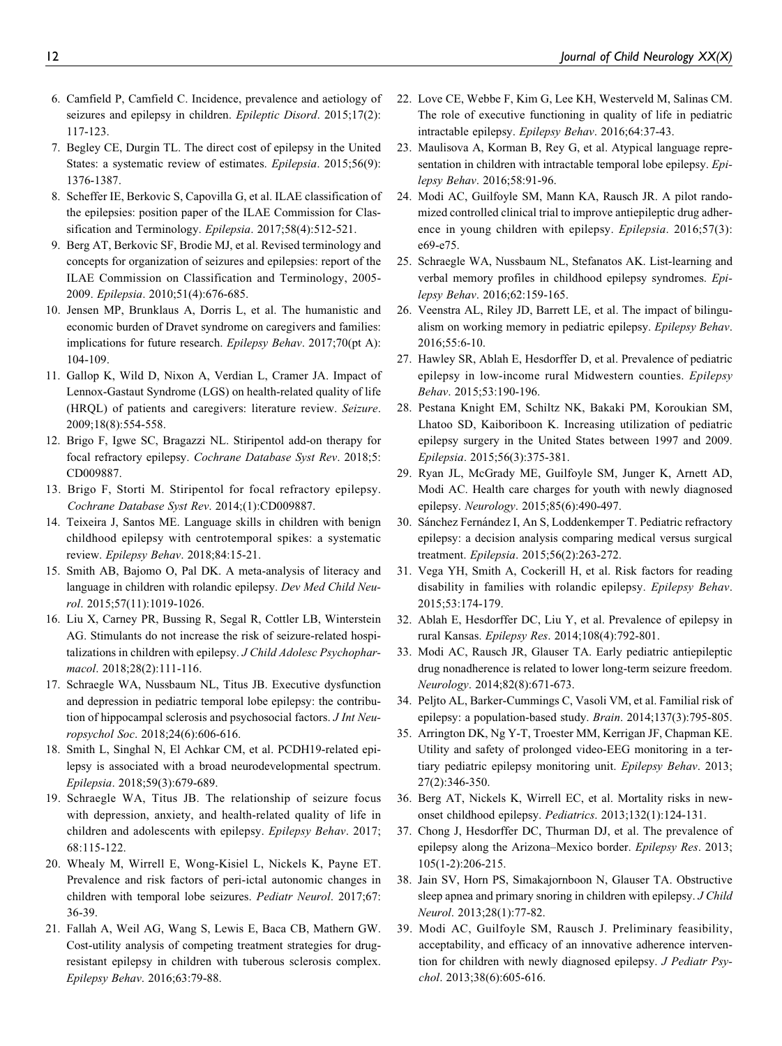6. Camfield P, Camfield C. Incidence, prevalence and aetiology of seizures and epilepsy in children. *Epileptic Disord*. 2015;17(2):117-123.
7. Begley CE, Durgin TL. The direct cost of epilepsy in the United States: a systematic review of estimates. *Epilepsia*. 2015;56(9):1376-1387.
8. Scheffer IE, Berkovic S, Capovilla G, et al. ILAE classification of the epilepsies: position paper of the ILAE Commission for Classification and Terminology. *Epilepsia*. 2017;58(4):512-521.
9. Berg AT, Berkovic SF, Brodie MJ, et al. Revised terminology and concepts for organization of seizures and epilepsies: report of the ILAE Commission on Classification and Terminology, 2005-2009. *Epilepsia*. 2010;51(4):676-685.
10. Jensen MP, Brunklaus A, Dorris L, et al. The humanistic and economic burden of Dravet syndrome on caregivers and families: implications for future research. *Epilepsy Behav*. 2017;70(pt A):104-109.
11. Gallop K, Wild D, Nixon A, Verdian L, Cramer JA. Impact of Lennox-Gastaut Syndrome (LGS) on health-related quality of life (HRQL) of patients and caregivers: literature review. *Seizure*. 2009;18(8):554-558.
12. Brigo F, Igwe SC, Bragazzi NL. Stiripentol add-on therapy for focal refractory epilepsy. *Cochrane Database Syst Rev*. 2018;5:CD009887.
13. Brigo F, Storti M. Stiripentol for focal refractory epilepsy. *Cochrane Database Syst Rev*. 2014;(1):CD009887.
14. Teixeira J, Santos ME. Language skills in children with benign childhood epilepsy with centrotemporal spikes: a systematic review. *Epilepsy Behav*. 2018;84:15-21.
15. Smith AB, Bajomo O, Pal DK. A meta-analysis of literacy and language in children with rolandic epilepsy. *Dev Med Child Neurol*. 2015;57(11):1019-1026.
16. Liu X, Carney PR, Bussing R, Segal R, Cottler LB, Winterstein AG. Stimulants do not increase the risk of seizure-related hospitalizations in children with epilepsy. *J Child Adolesc Psychopharmacol*. 2018;28(2):111-116.
17. Schraegle WA, Nussbaum NL, Titus JB. Executive dysfunction and depression in pediatric temporal lobe epilepsy: the contribution of hippocampal sclerosis and psychosocial factors. *J Int Neuropsychol Soc*. 2018;24(6):606-616.
18. Smith L, Singhal N, El Achkar CM, et al. PCDH19-related epilepsy is associated with a broad neurodevelopmental spectrum. *Epilepsia*. 2018;59(3):679-689.
19. Schraegle WA, Titus JB. The relationship of seizure focus with depression, anxiety, and health-related quality of life in children and adolescents with epilepsy. *Epilepsy Behav*. 2017;68:115-122.
20. Whealy M, Wirrell E, Wong-Kisiel L, Nickels K, Payne ET. Prevalence and risk factors of peri-ictal autonomic changes in children with temporal lobe seizures. *Pediatr Neurol*. 2017;67:36-39.
21. Fallah A, Weil AG, Wang S, Lewis E, Baca CB, Mathern GW. Cost-utility analysis of competing treatment strategies for drug-resistant epilepsy in children with tuberous sclerosis complex. *Epilepsy Behav*. 2016;63:79-88.
22. Love CE, Webbe F, Kim G, Lee KH, Westerveld M, Salinas CM. The role of executive functioning in quality of life in pediatric intractable epilepsy. *Epilepsy Behav*. 2016;64:37-43.
23. Maulisova A, Korman B, Rey G, et al. Atypical language representation in children with intractable temporal lobe epilepsy. *Epilepsy Behav*. 2016;58:91-96.
24. Modi AC, Guilfoyle SM, Mann KA, Rausch JR. A pilot randomized controlled clinical trial to improve antiepileptic drug adherence in young children with epilepsy. *Epilepsia*. 2016;57(3):e69-e75.
25. Schraegle WA, Nussbaum NL, Stefanatos AK. List-learning and verbal memory profiles in childhood epilepsy syndromes. *Epilepsy Behav*. 2016;62:159-165.
26. Veenstra AL, Riley JD, Barrett LE, et al. The impact of bilingualism on working memory in pediatric epilepsy. *Epilepsy Behav*. 2016;55:6-10.
27. Hawley SR, Ablah E, Hesdorffer D, et al. Prevalence of pediatric epilepsy in low-income rural Midwestern counties. *Epilepsy Behav*. 2015;53:190-196.
28. Pestana Knight EM, Schiltz NK, Bakaki PM, Koroukian SM, Lhatoo SD, Kaiboriboon K. Increasing utilization of pediatric epilepsy surgery in the United States between 1997 and 2009. *Epilepsia*. 2015;56(3):375-381.
29. Ryan JL, McGrady ME, Guilfoyle SM, Junger K, Arnett AD, Modi AC. Health care charges for youth with newly diagnosed epilepsy. *Neurology*. 2015;85(6):490-497.
30. Sánchez Fernández I, An S, Loddenkemper T. Pediatric refractory epilepsy: a decision analysis comparing medical versus surgical treatment. *Epilepsia*. 2015;56(2):263-272.
31. Vega YH, Smith A, Cockerill H, et al. Risk factors for reading disability in families with rolandic epilepsy. *Epilepsy Behav*. 2015;53:174-179.
32. Ablah E, Hesdorffer DC, Liu Y, et al. Prevalence of epilepsy in rural Kansas. *Epilepsy Res*. 2014;108(4):792-801.
33. Modi AC, Rausch JR, Glauser TA. Early pediatric antiepileptic drug nonadherence is related to lower long-term seizure freedom. *Neurology*. 2014;82(8):671-673.
34. Peljto AL, Barker-Cummings C, Vasoli VM, et al. Familial risk of epilepsy: a population-based study. *Brain*. 2014;137(3):795-805.
35. Arrington DK, Ng Y-T, Troester MM, Kerrigan JF, Chapman KE. Utility and safety of prolonged video-EEG monitoring in a tertiary pediatric epilepsy monitoring unit. *Epilepsy Behav*. 2013;27(2):346-350.
36. Berg AT, Nickels K, Wirrell EC, et al. Mortality risks in new-onset childhood epilepsy. *Pediatrics*. 2013;132(1):124-131.
37. Chong J, Hesdorffer DC, Thurman DJ, et al. The prevalence of epilepsy along the Arizona–Mexico border. *Epilepsy Res*. 2013;105(1-2):206-215.
38. Jain SV, Horn PS, Simakajornboon N, Glauser TA. Obstructive sleep apnea and primary snoring in children with epilepsy. *J Child Neurol*. 2013;28(1):77-82.
39. Modi AC, Guilfoyle SM, Rausch J. Preliminary feasibility, acceptability, and efficacy of an innovative adherence intervention for children with newly diagnosed epilepsy. *J Pediatr Psychol*. 2013;38(6):605-616.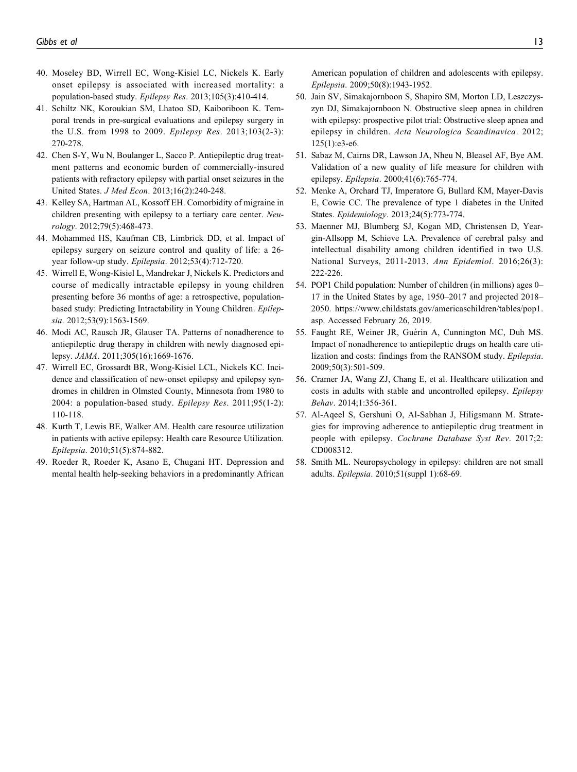40. Moseley BD, Wirrell EC, Wong-Kisiel LC, Nickels K. Early onset epilepsy is associated with increased mortality: a population-based study. *Epilepsy Res*. 2013;105(3):410-414.
41. Schiltz NK, Koroukian SM, Lhatoo SD, Kaiboriboon K. Temporal trends in pre-surgical evaluations and epilepsy surgery in the U.S. from 1998 to 2009. *Epilepsy Res*. 2013;103(2-3): 270-278.
42. Chen S-Y, Wu N, Boulanger L, Sacco P. Antiepileptic drug treatment patterns and economic burden of commercially-insured patients with refractory epilepsy with partial onset seizures in the United States. *J Med Econ*. 2013;16(2):240-248.
43. Kelley SA, Hartman AL, Kossoff EH. Comorbidity of migraine in children presenting with epilepsy to a tertiary care center. *Neurology*. 2012;79(5):468-473.
44. Mohammed HS, Kaufman CB, Limbrick DD, et al. Impact of epilepsy surgery on seizure control and quality of life: a 26-year follow-up study. *Epilepsia*. 2012;53(4):712-720.
45. Wirrell E, Wong-Kisiel L, Mandrekar J, Nickels K. Predictors and course of medically intractable epilepsy in young children presenting before 36 months of age: a retrospective, population-based study: Predicting Intractability in Young Children. *Epilepsia*. 2012;53(9):1563-1569.
46. Modi AC, Rausch JR, Glauser TA. Patterns of nonadherence to antiepileptic drug therapy in children with newly diagnosed epilepsy. *JAMA*. 2011;305(16):1669-1676.
47. Wirrell EC, Grossardt BR, Wong-Kisiel LCL, Nickels KC. Incidence and classification of new-onset epilepsy and epilepsy syndromes in children in Olmsted County, Minnesota from 1980 to 2004: a population-based study. *Epilepsy Res*. 2011;95(1-2): 110-118.
48. Kurth T, Lewis BE, Walker AM. Health care resource utilization in patients with active epilepsy: Health care Resource Utilization. *Epilepsia*. 2010;51(5):874-882.
49. Roeder R, Roeder K, Asano E, Chugani HT. Depression and mental health help-seeking behaviors in a predominantly African American population of children and adolescents with epilepsy. *Epilepsia*. 2009;50(8):1943-1952.
50. Jain SV, Simakajornboon S, Shapiro SM, Morton LD, Leszczyszyn DJ, Simakajornboon N. Obstructive sleep apnea in children with epilepsy: prospective pilot trial: Obstructive sleep apnea and epilepsy in children. *Acta Neurologica Scandinavica*. 2012; 125(1):e3-e6.
51. Sabaz M, Cairns DR, Lawson JA, Nheu N, Bleasel AF, Bye AM. Validation of a new quality of life measure for children with epilepsy. *Epilepsia*. 2000;41(6):765-774.
52. Menke A, Orchard TJ, Imperatore G, Bullard KM, Mayer-Davis E, Cowie CC. The prevalence of type 1 diabetes in the United States. *Epidemiology*. 2013;24(5):773-774.
53. Maenner MJ, Blumberg SJ, Kogan MD, Christensen D, Yeargin-Allsopp M, Schieve LA. Prevalence of cerebral palsy and intellectual disability among children identified in two U.S. National Surveys, 2011-2013. *Ann Epidemiol*. 2016;26(3): 222-226.
54. POP1 Child population: Number of children (in millions) ages 0–17 in the United States by age, 1950–2017 and projected 2018–2050. https://www.childstats.gov/americaschildren/tables/pop1.asp. Accessed February 26, 2019.
55. Faught RE, Weiner JR, Guérin A, Cunnington MC, Duh MS. Impact of nonadherence to antiepileptic drugs on health care utilization and costs: findings from the RANSOM study. *Epilepsia*. 2009;50(3):501-509.
56. Cramer JA, Wang ZJ, Chang E, et al. Healthcare utilization and costs in adults with stable and uncontrolled epilepsy. *Epilepsy Behav*. 2014;1:356-361.
57. Al-Aqeel S, Gershuni O, Al-Sabhan J, Hiligsmann M. Strategies for improving adherence to antiepileptic drug treatment in people with epilepsy. *Cochrane Database Syst Rev*. 2017;2: CD008312.
58. Smith ML. Neuropsychology in epilepsy: children are not small adults. *Epilepsia*. 2010;51(suppl 1):68-69.